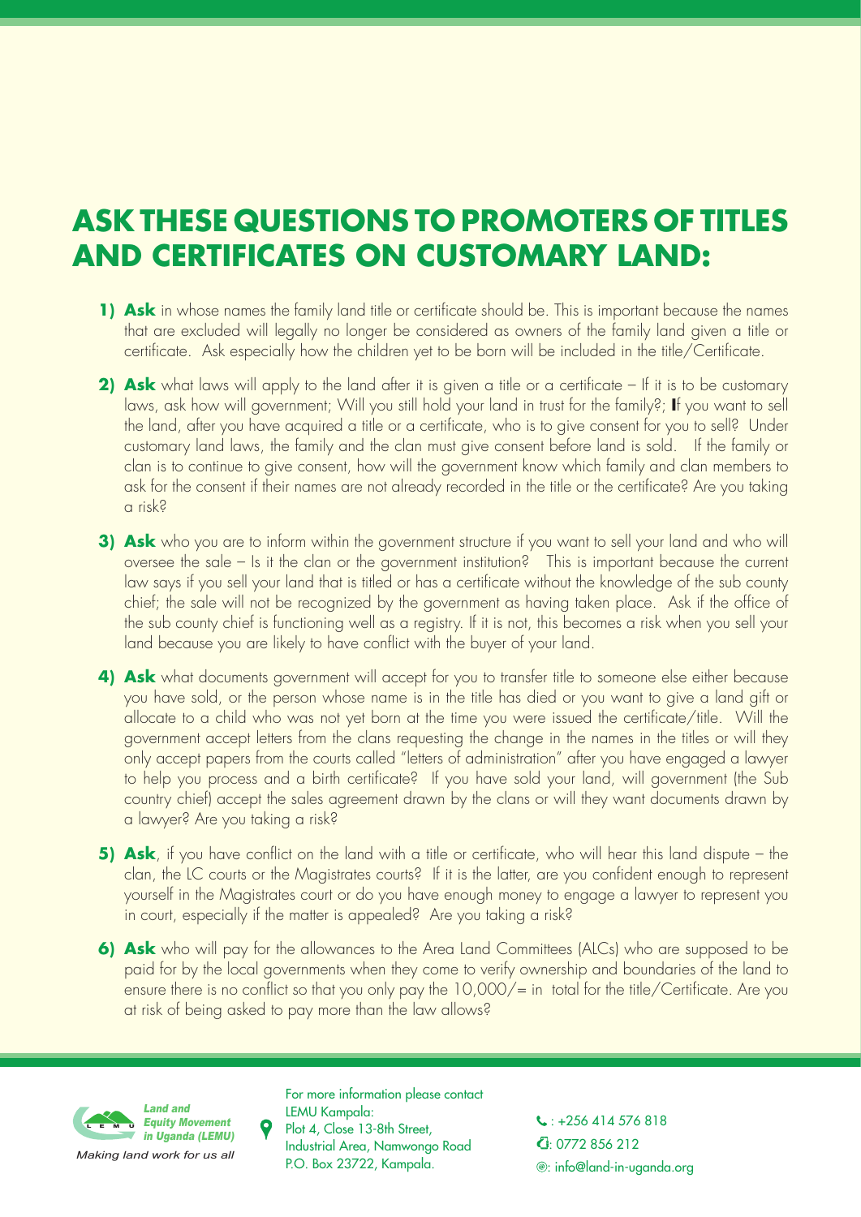# ASK THESE QUESTIONS TO PROMOTERS OF TITLES AND CERTIFICATES ON CUSTOMARY LAND:

1) **Ask** in whose names the family land title or certificate should be. This is important because the names that are excluded will legally no longer be considered as owners of the family land given a title or certificate. Ask especially how the children yet to be born will be included in the title/Certificate.

2) **Ask** what laws will apply to the land after it is given a title or a certificate – If it is to be customary laws, ask how will government; Will you still hold your land in trust for the family?; If you want to sell the land, after you have acquired a title or a certificate, who is to give consent for you to sell? Under customary land laws, the family and the clan must give consent before land is sold. If the family or clan is to continue to give consent, how will the government know which family and clan members to ask for the consent if their names are not already recorded in the title or the certificate? Are you taking a risk?

3) **Ask** who you are to inform within the government structure if you want to sell your land and who will oversee the sale – Is it the clan or the government institution? This is important because the current law says if you sell your land that is titled or has a certificate without the knowledge of the sub county chief; the sale will not be recognized by the government as having taken place. Ask if the office of the sub county chief is functioning well as a registry. If it is not, this becomes a risk when you sell your land because you are likely to have conflict with the buyer of your land.

4) **Ask** what documents government will accept for you to transfer title to someone else either because you have sold, or the person whose name is in the title has died or you want to give a land gift or allocate to a child who was not yet born at the time you were issued the certificate/title. Will the government accept letters from the clans requesting the change in the names in the titles or will they only accept papers from the courts called "letters of administration" after you have engaged a lawyer to help you process and a birth certificate? If you have sold your land, will government (the Sub country chief) accept the sales agreement drawn by the clans or will they want documents drawn by a lawyer? Are you taking a risk?

5) **Ask**, if you have conflict on the land with a title or certificate, who will hear this land dispute – the clan, the LC courts or the Magistrates courts? If it is the latter, are you confident enough to represent yourself in the Magistrates court or do you have enough money to engage a lawyer to represent you in court, especially if the matter is appealed? Are you taking a risk?

6) **Ask** who will pay for the allowances to the Area Land Committees (ALCs) who are supposed to be paid for by the local governments when they come to verify ownership and boundaries of the land to ensure there is no conflict so that you only pay the 10,000/= in total for the title/Certificate. Are you at risk of being asked to pay more than the law allows?

**Land and Equity Movement in Uganda (LEMU)**

*Making land work for us all*

For more information please contact LEMU Kampala:
Plot 4, Close 13-8th Street,
Industrial Area, Namwongo Road
P.O. Box 23722, Kampala.

: +256 414 576 818
: 0772 856 212
: info@land-in-uganda.org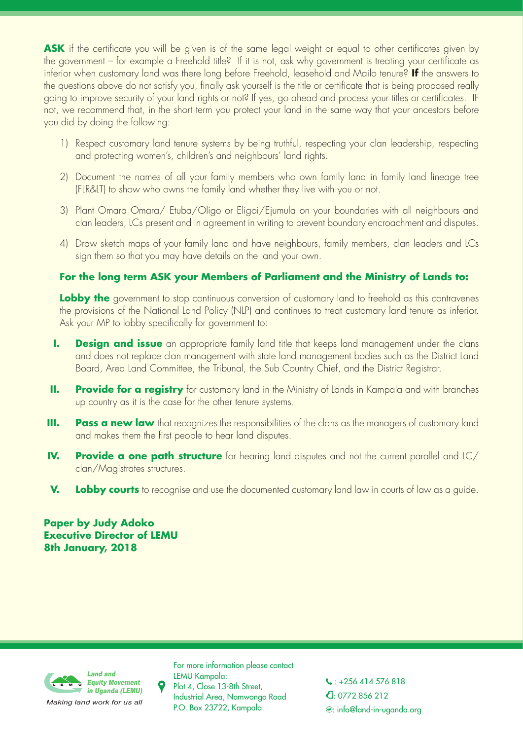**ASK** if the certificate you will be given is of the same legal weight or equal to other certificates given by the government – for example a Freehold title? If it is not, ask why government is treating your certificate as inferior when customary land was there long before Freehold, leasehold and Mailo tenure? **If** the answers to the questions above do not satisfy you, finally ask yourself is the title or certificate that is being proposed really going to improve security of your land rights or not? If yes, go ahead and process your titles or certificates. IF not, we recommend that, in the short term you protect your land in the same way that your ancestors before you did by doing the following:

1) Respect customary land tenure systems by being truthful, respecting your clan leadership, respecting and protecting women's, children's and neighbours' land rights.
2) Document the names of all your family members who own family land in family land lineage tree (FLR&LT) to show who owns the family land whether they live with you or not.
3) Plant Omara Omara/ Etuba/Oligo or Eligoi/Ejumula on your boundaries with all neighbours and clan leaders, LCs present and in agreement in writing to prevent boundary encroachment and disputes.
4) Draw sketch maps of your family land and have neighbours, family members, clan leaders and LCs sign them so that you may have details on the land your own.

**For the long term ASK your Members of Parliament and the Ministry of Lands to:**

**Lobby the** government to stop continuous conversion of customary land to freehold as this contravenes the provisions of the National Land Policy (NLP) and continues to treat customary land tenure as inferior. Ask your MP to lobby specifically for government to:

I. **Design and issue** an appropriate family land title that keeps land management under the clans and does not replace clan management with state land management bodies such as the District Land Board, Area Land Committee, the Tribunal, the Sub Country Chief, and the District Registrar.

II. **Provide for a registry** for customary land in the Ministry of Lands in Kampala and with branches up country as it is the case for the other tenure systems.

III. **Pass a new law** that recognizes the responsibilities of the clans as the managers of customary land and makes them the first people to hear land disputes.

IV. **Provide a one path structure** for hearing land disputes and not the current parallel and LC/clan/Magistrates structures.

V. **Lobby courts** to recognise and use the documented customary land law in courts of law as a guide.

**Paper by Judy Adoko**
**Executive Director of LEMU**
**8th January, 2018**

Land and Equity Movement in Uganda (LEMU)
*Making land work for us all*

For more information please contact
LEMU Kampala:
Plot 4, Close 13-8th Street,
Industrial Area, Namwongo Road
P.O. Box 23722, Kampala.

: +256 414 576 818
: 0772 856 212
: info@land-in-uganda.org